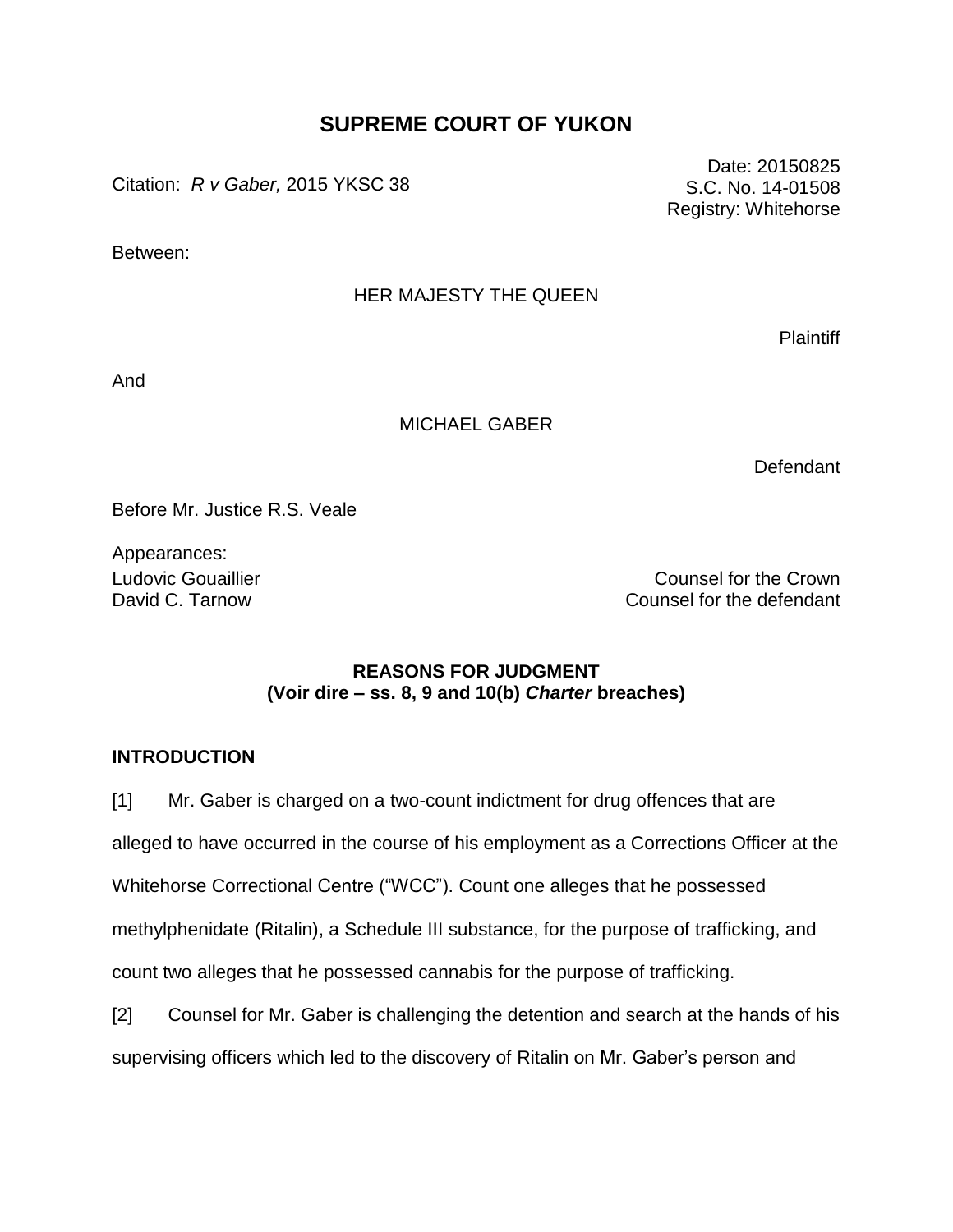# SUPREME COURT OF YUKON

Citation: *R v Gaber,* 2015 YKSC 38

Date: 20150825
S.C. No. 14-01508
Registry: Whitehorse

Between:

HER MAJESTY THE QUEEN

Plaintiff

And

MICHAEL GABER

Defendant

Before Mr. Justice R.S. Veale

Appearances:

Ludovic Gouaillier — Counsel for the Crown
David C. Tarnow — Counsel for the defendant

**REASONS FOR JUDGMENT**
**(Voir dire – ss. 8, 9 and 10(b) *Charter* breaches)**

## INTRODUCTION

[1] Mr. Gaber is charged on a two-count indictment for drug offences that are alleged to have occurred in the course of his employment as a Corrections Officer at the Whitehorse Correctional Centre ("WCC"). Count one alleges that he possessed methylphenidate (Ritalin), a Schedule III substance, for the purpose of trafficking, and count two alleges that he possessed cannabis for the purpose of trafficking.

[2] Counsel for Mr. Gaber is challenging the detention and search at the hands of his supervising officers which led to the discovery of Ritalin on Mr. Gaber's person and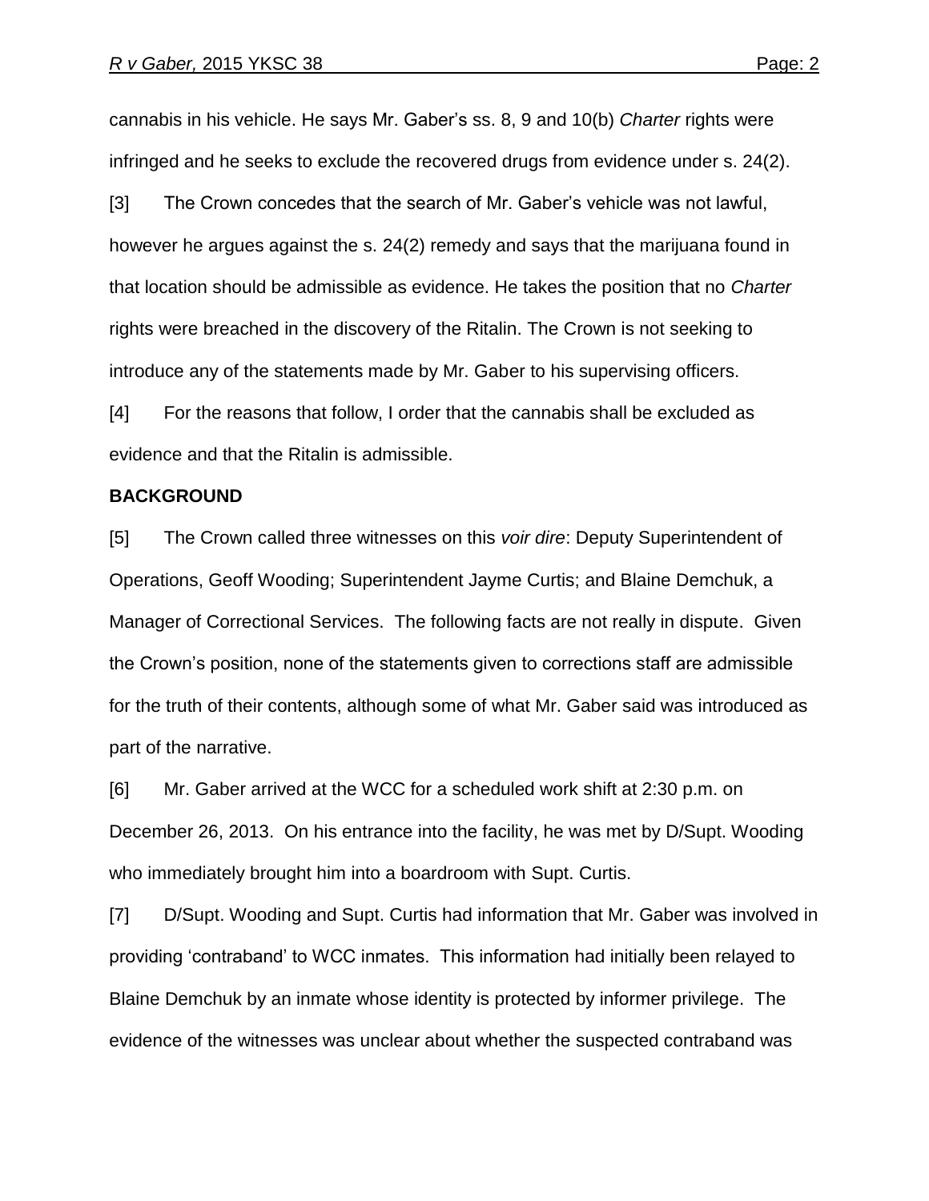cannabis in his vehicle. He says Mr. Gaber's ss. 8, 9 and 10(b) *Charter* rights were infringed and he seeks to exclude the recovered drugs from evidence under s. 24(2).

[3] The Crown concedes that the search of Mr. Gaber's vehicle was not lawful, however he argues against the s. 24(2) remedy and says that the marijuana found in that location should be admissible as evidence. He takes the position that no *Charter* rights were breached in the discovery of the Ritalin. The Crown is not seeking to introduce any of the statements made by Mr. Gaber to his supervising officers.

[4] For the reasons that follow, I order that the cannabis shall be excluded as evidence and that the Ritalin is admissible.

**BACKGROUND**

[5] The Crown called three witnesses on this *voir dire*: Deputy Superintendent of Operations, Geoff Wooding; Superintendent Jayme Curtis; and Blaine Demchuk, a Manager of Correctional Services. The following facts are not really in dispute. Given the Crown's position, none of the statements given to corrections staff are admissible for the truth of their contents, although some of what Mr. Gaber said was introduced as part of the narrative.

[6] Mr. Gaber arrived at the WCC for a scheduled work shift at 2:30 p.m. on December 26, 2013. On his entrance into the facility, he was met by D/Supt. Wooding who immediately brought him into a boardroom with Supt. Curtis.

[7] D/Supt. Wooding and Supt. Curtis had information that Mr. Gaber was involved in providing 'contraband' to WCC inmates. This information had initially been relayed to Blaine Demchuk by an inmate whose identity is protected by informer privilege. The evidence of the witnesses was unclear about whether the suspected contraband was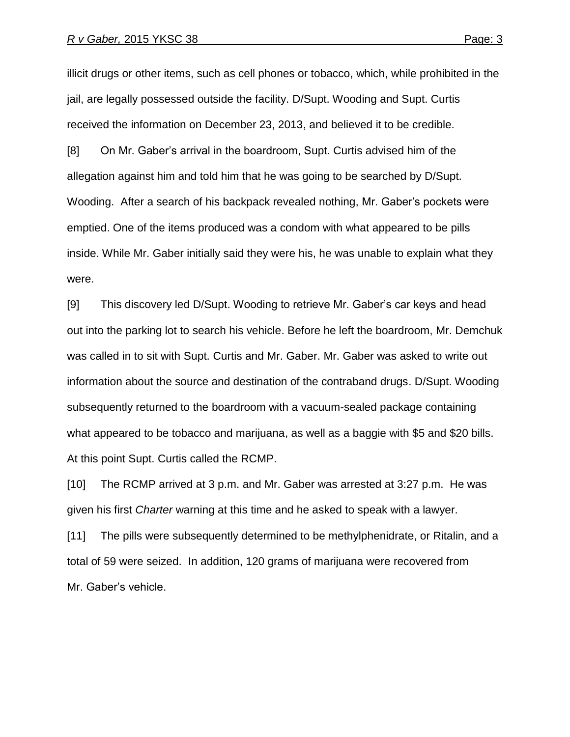illicit drugs or other items, such as cell phones or tobacco, which, while prohibited in the jail, are legally possessed outside the facility. D/Supt. Wooding and Supt. Curtis received the information on December 23, 2013, and believed it to be credible.

[8] On Mr. Gaber's arrival in the boardroom, Supt. Curtis advised him of the allegation against him and told him that he was going to be searched by D/Supt. Wooding. After a search of his backpack revealed nothing, Mr. Gaber's pockets were emptied. One of the items produced was a condom with what appeared to be pills inside. While Mr. Gaber initially said they were his, he was unable to explain what they were.

[9] This discovery led D/Supt. Wooding to retrieve Mr. Gaber's car keys and head out into the parking lot to search his vehicle. Before he left the boardroom, Mr. Demchuk was called in to sit with Supt. Curtis and Mr. Gaber. Mr. Gaber was asked to write out information about the source and destination of the contraband drugs. D/Supt. Wooding subsequently returned to the boardroom with a vacuum-sealed package containing what appeared to be tobacco and marijuana, as well as a baggie with $5 and $20 bills. At this point Supt. Curtis called the RCMP.

[10] The RCMP arrived at 3 p.m. and Mr. Gaber was arrested at 3:27 p.m. He was given his first *Charter* warning at this time and he asked to speak with a lawyer.

[11] The pills were subsequently determined to be methylphenidrate, or Ritalin, and a total of 59 were seized. In addition, 120 grams of marijuana were recovered from Mr. Gaber's vehicle.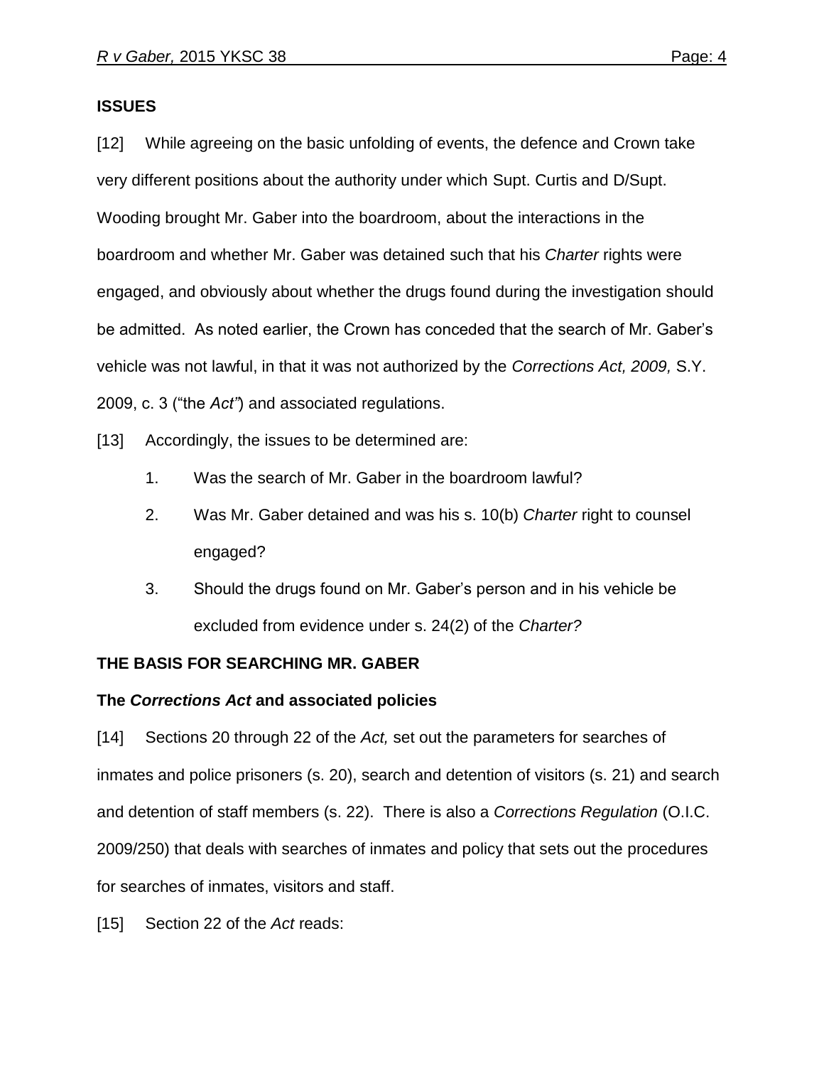**ISSUES**

[12] While agreeing on the basic unfolding of events, the defence and Crown take very different positions about the authority under which Supt. Curtis and D/Supt. Wooding brought Mr. Gaber into the boardroom, about the interactions in the boardroom and whether Mr. Gaber was detained such that his *Charter* rights were engaged, and obviously about whether the drugs found during the investigation should be admitted. As noted earlier, the Crown has conceded that the search of Mr. Gaber's vehicle was not lawful, in that it was not authorized by the *Corrections Act, 2009,* S.Y. 2009, c. 3 ("the *Act"*) and associated regulations.

[13] Accordingly, the issues to be determined are:

1. Was the search of Mr. Gaber in the boardroom lawful?
2. Was Mr. Gaber detained and was his s. 10(b) *Charter* right to counsel engaged?
3. Should the drugs found on Mr. Gaber's person and in his vehicle be excluded from evidence under s. 24(2) of the *Charter?*

**THE BASIS FOR SEARCHING MR. GABER**

**The *Corrections Act* and associated policies**

[14] Sections 20 through 22 of the *Act,* set out the parameters for searches of inmates and police prisoners (s. 20), search and detention of visitors (s. 21) and search and detention of staff members (s. 22). There is also a *Corrections Regulation* (O.I.C. 2009/250) that deals with searches of inmates and policy that sets out the procedures for searches of inmates, visitors and staff.

[15] Section 22 of the *Act* reads: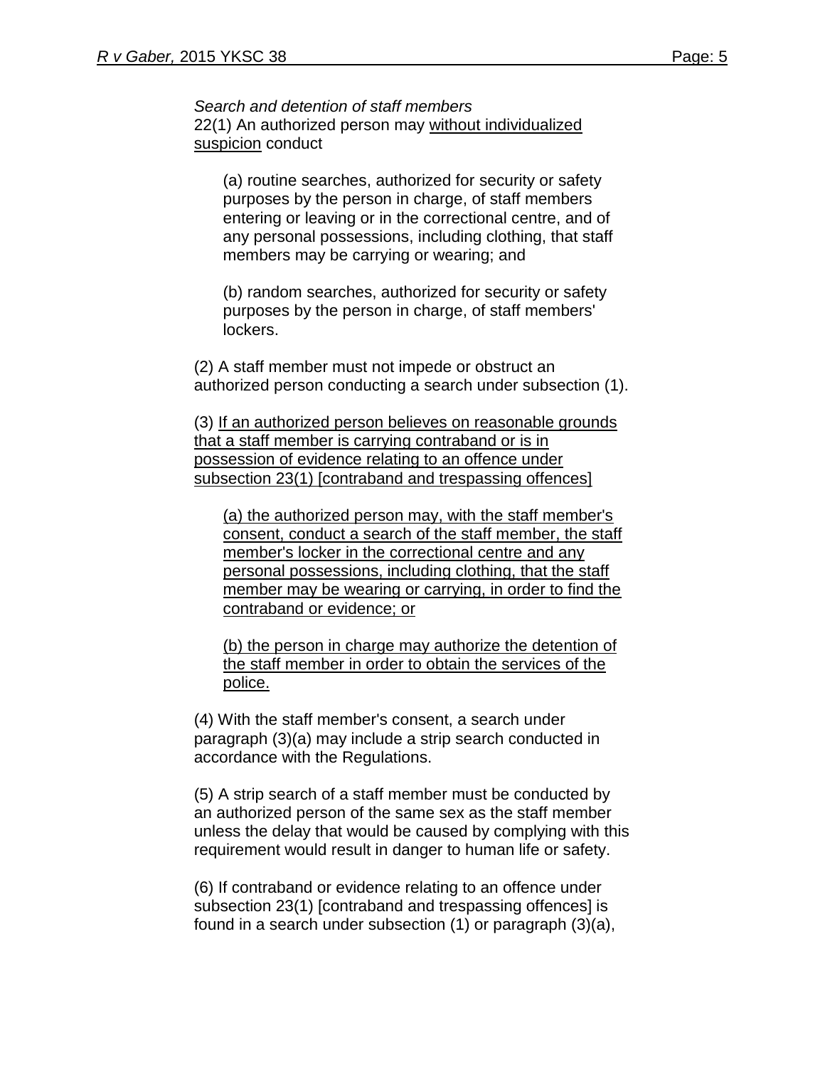*Search and detention of staff members*
22(1) An authorized person may <u>without individualized suspicion</u> conduct

(a) routine searches, authorized for security or safety purposes by the person in charge, of staff members entering or leaving or in the correctional centre, and of any personal possessions, including clothing, that staff members may be carrying or wearing; and

(b) random searches, authorized for security or safety purposes by the person in charge, of staff members' lockers.

(2) A staff member must not impede or obstruct an authorized person conducting a search under subsection (1).

(3) <u>If an authorized person believes on reasonable grounds that a staff member is carrying contraband or is in possession of evidence relating to an offence under subsection 23(1) [contraband and trespassing offences]</u>

<u>(a) the authorized person may, with the staff member's consent, conduct a search of the staff member, the staff member's locker in the correctional centre and any personal possessions, including clothing, that the staff member may be wearing or carrying, in order to find the contraband or evidence; or</u>

<u>(b) the person in charge may authorize the detention of the staff member in order to obtain the services of the police.</u>

(4) With the staff member's consent, a search under paragraph (3)(a) may include a strip search conducted in accordance with the Regulations.

(5) A strip search of a staff member must be conducted by an authorized person of the same sex as the staff member unless the delay that would be caused by complying with this requirement would result in danger to human life or safety.

(6) If contraband or evidence relating to an offence under subsection 23(1) [contraband and trespassing offences] is found in a search under subsection (1) or paragraph (3)(a),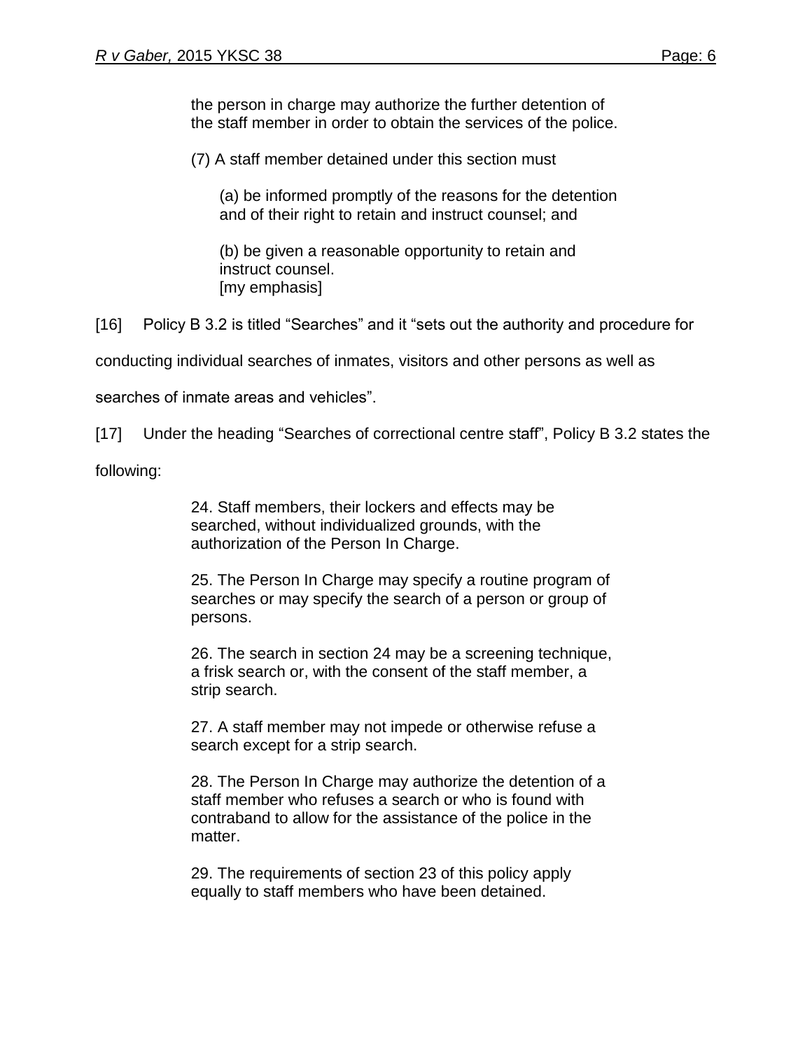> the person in charge may authorize the further detention of the staff member in order to obtain the services of the police.
>
> (7) A staff member detained under this section must
>
> (a) be informed promptly of the reasons for the detention and of their right to retain and instruct counsel; and
>
> (b) be given a reasonable opportunity to retain and instruct counsel.
> [my emphasis]

[16] Policy B 3.2 is titled "Searches" and it "sets out the authority and procedure for conducting individual searches of inmates, visitors and other persons as well as searches of inmate areas and vehicles".

[17] Under the heading "Searches of correctional centre staff", Policy B 3.2 states the following:

> 24. Staff members, their lockers and effects may be searched, without individualized grounds, with the authorization of the Person In Charge.
>
> 25. The Person In Charge may specify a routine program of searches or may specify the search of a person or group of persons.
>
> 26. The search in section 24 may be a screening technique, a frisk search or, with the consent of the staff member, a strip search.
>
> 27. A staff member may not impede or otherwise refuse a search except for a strip search.
>
> 28. The Person In Charge may authorize the detention of a staff member who refuses a search or who is found with contraband to allow for the assistance of the police in the matter.
>
> 29. The requirements of section 23 of this policy apply equally to staff members who have been detained.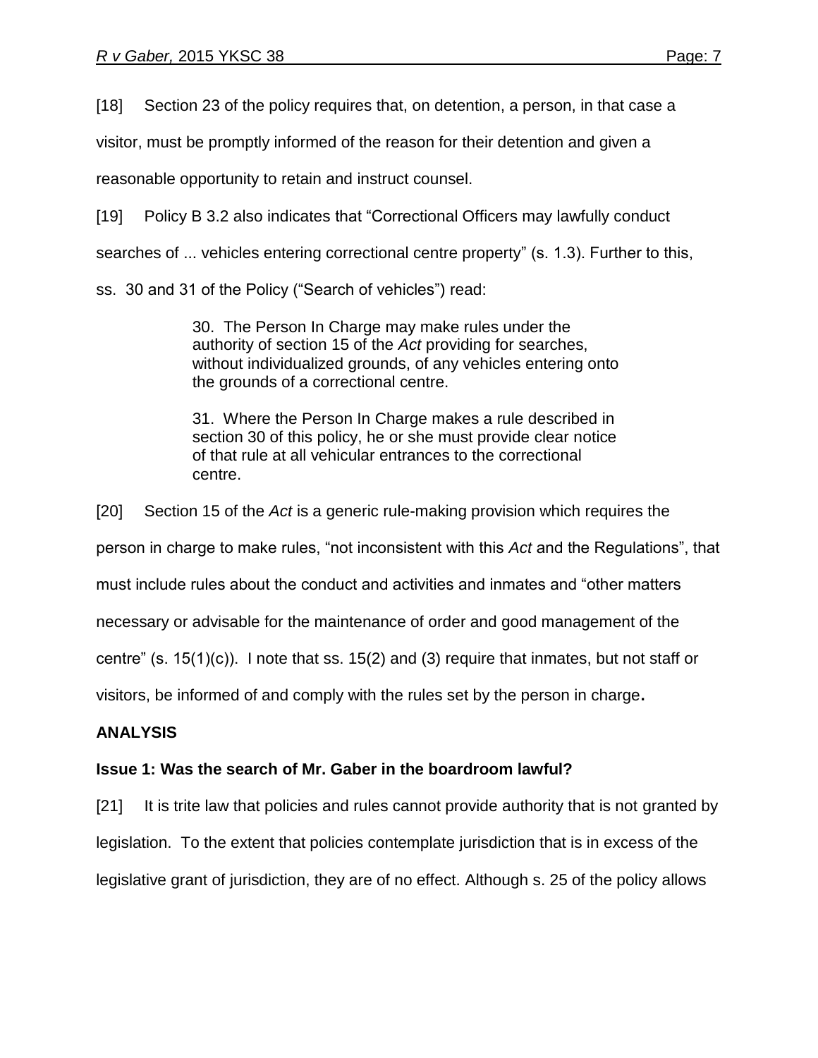[18] Section 23 of the policy requires that, on detention, a person, in that case a visitor, must be promptly informed of the reason for their detention and given a reasonable opportunity to retain and instruct counsel.

[19] Policy B 3.2 also indicates that "Correctional Officers may lawfully conduct searches of ... vehicles entering correctional centre property" (s. 1.3). Further to this, ss. 30 and 31 of the Policy ("Search of vehicles") read:

> 30. The Person In Charge may make rules under the authority of section 15 of the *Act* providing for searches, without individualized grounds, of any vehicles entering onto the grounds of a correctional centre.
>
> 31. Where the Person In Charge makes a rule described in section 30 of this policy, he or she must provide clear notice of that rule at all vehicular entrances to the correctional centre.

[20] Section 15 of the *Act* is a generic rule-making provision which requires the person in charge to make rules, "not inconsistent with this *Act* and the Regulations", that must include rules about the conduct and activities and inmates and "other matters necessary or advisable for the maintenance of order and good management of the centre" (s. 15(1)(c)). I note that ss. 15(2) and (3) require that inmates, but not staff or visitors, be informed of and comply with the rules set by the person in charge**.**

## ANALYSIS

### Issue 1: Was the search of Mr. Gaber in the boardroom lawful?

[21] It is trite law that policies and rules cannot provide authority that is not granted by legislation. To the extent that policies contemplate jurisdiction that is in excess of the legislative grant of jurisdiction, they are of no effect. Although s. 25 of the policy allows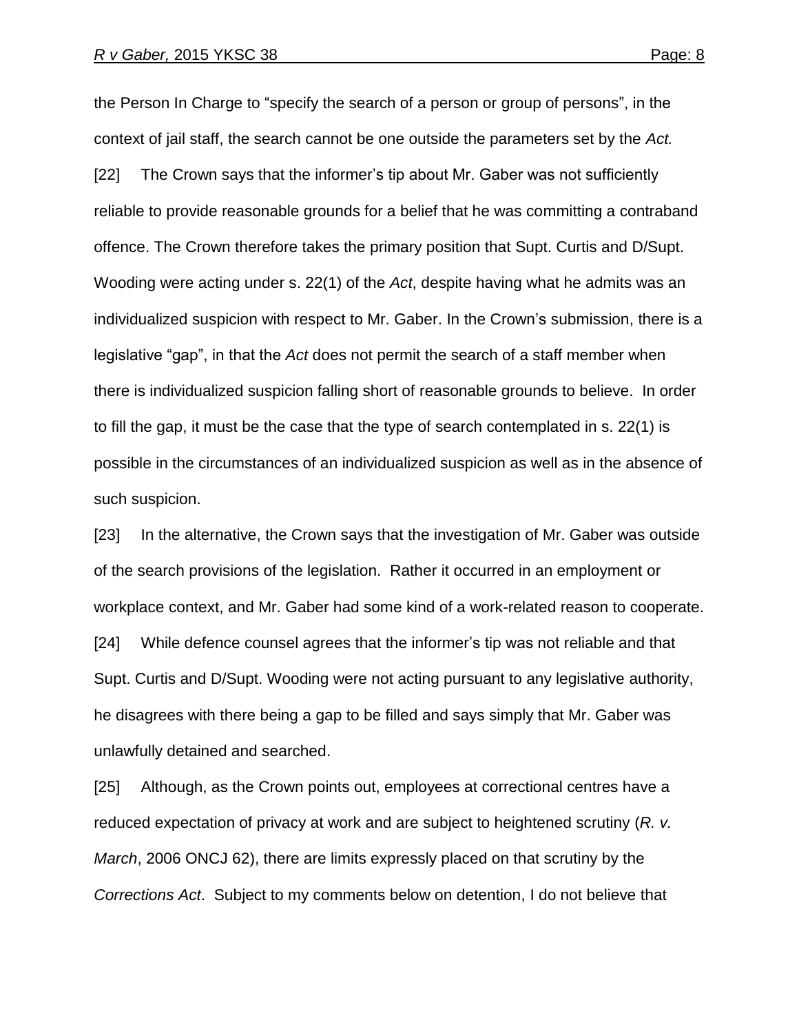the Person In Charge to "specify the search of a person or group of persons", in the context of jail staff, the search cannot be one outside the parameters set by the *Act.*

[22] The Crown says that the informer's tip about Mr. Gaber was not sufficiently reliable to provide reasonable grounds for a belief that he was committing a contraband offence. The Crown therefore takes the primary position that Supt. Curtis and D/Supt. Wooding were acting under s. 22(1) of the *Act*, despite having what he admits was an individualized suspicion with respect to Mr. Gaber. In the Crown's submission, there is a legislative "gap", in that the *Act* does not permit the search of a staff member when there is individualized suspicion falling short of reasonable grounds to believe. In order to fill the gap, it must be the case that the type of search contemplated in s. 22(1) is possible in the circumstances of an individualized suspicion as well as in the absence of such suspicion.

[23] In the alternative, the Crown says that the investigation of Mr. Gaber was outside of the search provisions of the legislation. Rather it occurred in an employment or workplace context, and Mr. Gaber had some kind of a work-related reason to cooperate.

[24] While defence counsel agrees that the informer's tip was not reliable and that Supt. Curtis and D/Supt. Wooding were not acting pursuant to any legislative authority, he disagrees with there being a gap to be filled and says simply that Mr. Gaber was unlawfully detained and searched.

[25] Although, as the Crown points out, employees at correctional centres have a reduced expectation of privacy at work and are subject to heightened scrutiny (*R. v. March*, 2006 ONCJ 62), there are limits expressly placed on that scrutiny by the *Corrections Act*. Subject to my comments below on detention, I do not believe that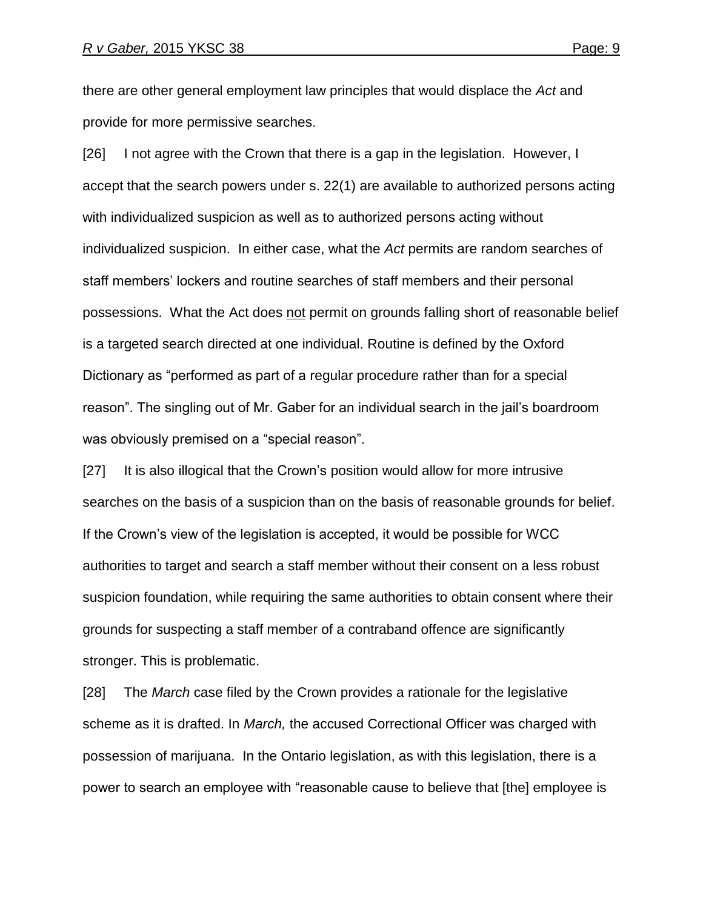there are other general employment law principles that would displace the *Act* and provide for more permissive searches.

[26] I not agree with the Crown that there is a gap in the legislation. However, I accept that the search powers under s. 22(1) are available to authorized persons acting with individualized suspicion as well as to authorized persons acting without individualized suspicion. In either case, what the *Act* permits are random searches of staff members' lockers and routine searches of staff members and their personal possessions. What the Act does <u>not</u> permit on grounds falling short of reasonable belief is a targeted search directed at one individual. Routine is defined by the Oxford Dictionary as "performed as part of a regular procedure rather than for a special reason". The singling out of Mr. Gaber for an individual search in the jail's boardroom was obviously premised on a "special reason".

[27] It is also illogical that the Crown's position would allow for more intrusive searches on the basis of a suspicion than on the basis of reasonable grounds for belief. If the Crown's view of the legislation is accepted, it would be possible for WCC authorities to target and search a staff member without their consent on a less robust suspicion foundation, while requiring the same authorities to obtain consent where their grounds for suspecting a staff member of a contraband offence are significantly stronger. This is problematic.

[28] The *March* case filed by the Crown provides a rationale for the legislative scheme as it is drafted. In *March,* the accused Correctional Officer was charged with possession of marijuana. In the Ontario legislation, as with this legislation, there is a power to search an employee with "reasonable cause to believe that [the] employee is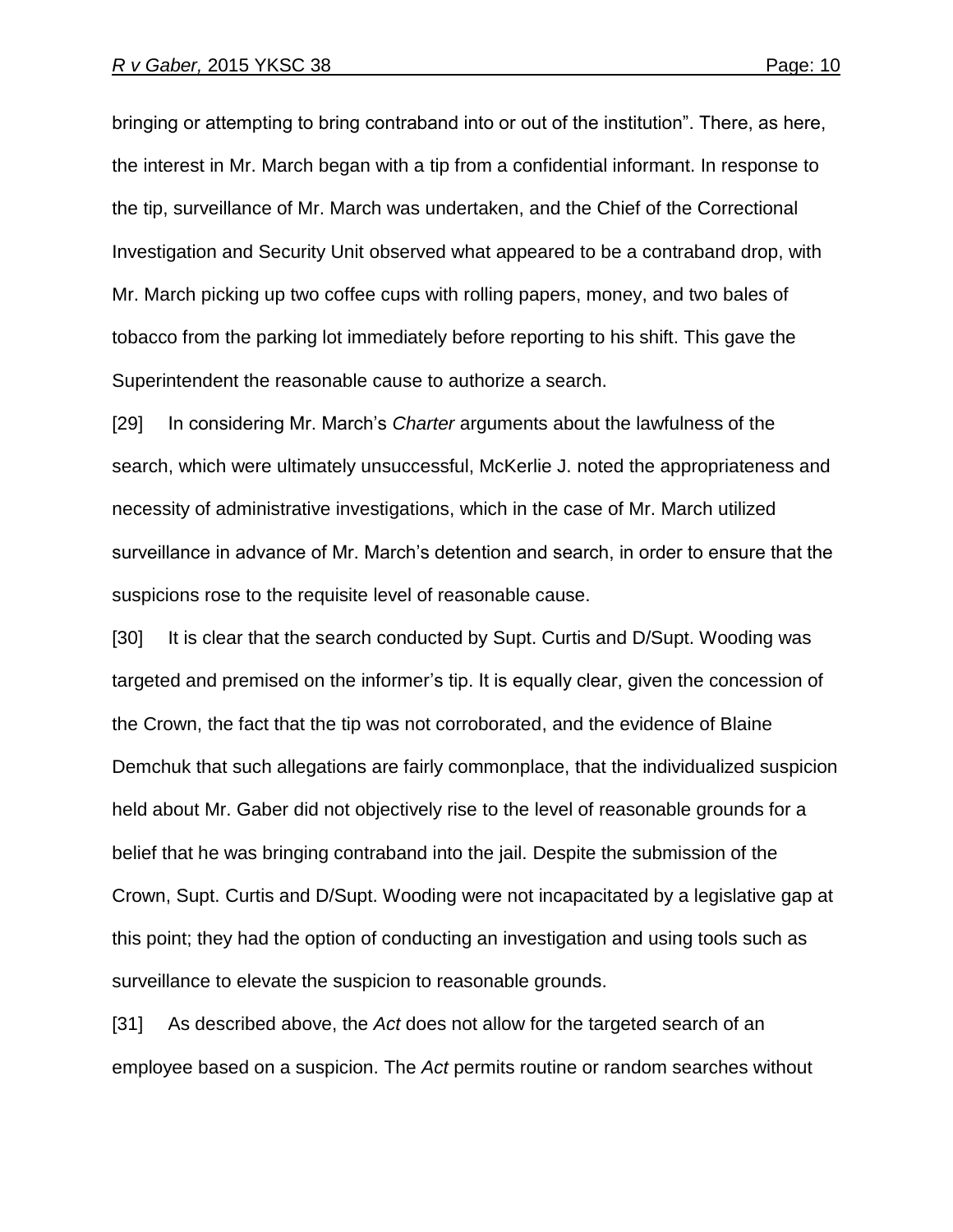bringing or attempting to bring contraband into or out of the institution". There, as here, the interest in Mr. March began with a tip from a confidential informant. In response to the tip, surveillance of Mr. March was undertaken, and the Chief of the Correctional Investigation and Security Unit observed what appeared to be a contraband drop, with Mr. March picking up two coffee cups with rolling papers, money, and two bales of tobacco from the parking lot immediately before reporting to his shift. This gave the Superintendent the reasonable cause to authorize a search.

[29] In considering Mr. March's *Charter* arguments about the lawfulness of the search, which were ultimately unsuccessful, McKerlie J. noted the appropriateness and necessity of administrative investigations, which in the case of Mr. March utilized surveillance in advance of Mr. March's detention and search, in order to ensure that the suspicions rose to the requisite level of reasonable cause.

[30] It is clear that the search conducted by Supt. Curtis and D/Supt. Wooding was targeted and premised on the informer's tip. It is equally clear, given the concession of the Crown, the fact that the tip was not corroborated, and the evidence of Blaine Demchuk that such allegations are fairly commonplace, that the individualized suspicion held about Mr. Gaber did not objectively rise to the level of reasonable grounds for a belief that he was bringing contraband into the jail. Despite the submission of the Crown, Supt. Curtis and D/Supt. Wooding were not incapacitated by a legislative gap at this point; they had the option of conducting an investigation and using tools such as surveillance to elevate the suspicion to reasonable grounds.

[31] As described above, the *Act* does not allow for the targeted search of an employee based on a suspicion. The *Act* permits routine or random searches without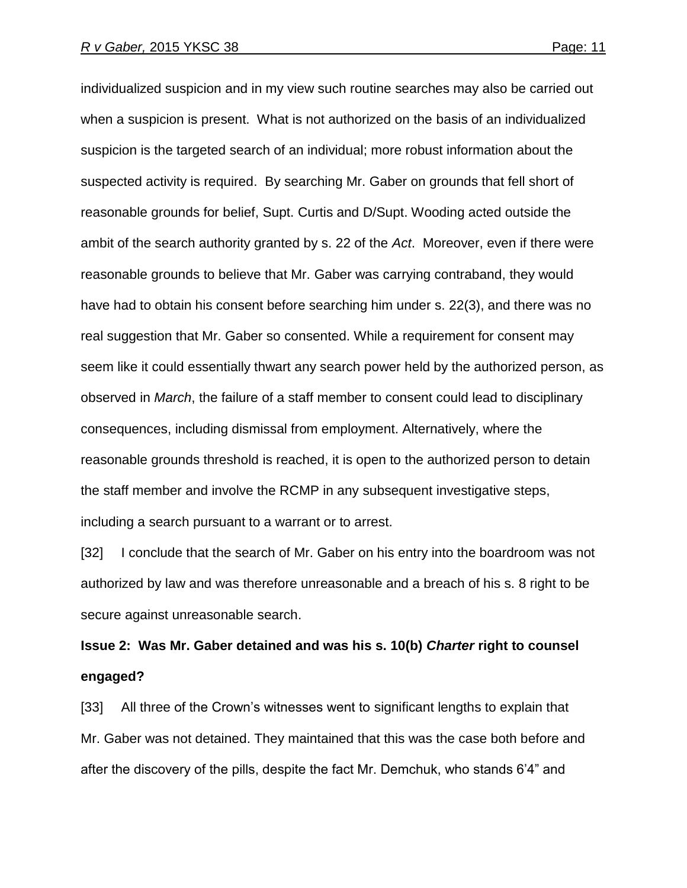individualized suspicion and in my view such routine searches may also be carried out when a suspicion is present. What is not authorized on the basis of an individualized suspicion is the targeted search of an individual; more robust information about the suspected activity is required. By searching Mr. Gaber on grounds that fell short of reasonable grounds for belief, Supt. Curtis and D/Supt. Wooding acted outside the ambit of the search authority granted by s. 22 of the *Act*. Moreover, even if there were reasonable grounds to believe that Mr. Gaber was carrying contraband, they would have had to obtain his consent before searching him under s. 22(3), and there was no real suggestion that Mr. Gaber so consented. While a requirement for consent may seem like it could essentially thwart any search power held by the authorized person, as observed in *March*, the failure of a staff member to consent could lead to disciplinary consequences, including dismissal from employment. Alternatively, where the reasonable grounds threshold is reached, it is open to the authorized person to detain the staff member and involve the RCMP in any subsequent investigative steps, including a search pursuant to a warrant or to arrest.

[32] I conclude that the search of Mr. Gaber on his entry into the boardroom was not authorized by law and was therefore unreasonable and a breach of his s. 8 right to be secure against unreasonable search.

**Issue 2: Was Mr. Gaber detained and was his s. 10(b) *Charter* right to counsel engaged?**

[33] All three of the Crown's witnesses went to significant lengths to explain that Mr. Gaber was not detained. They maintained that this was the case both before and after the discovery of the pills, despite the fact Mr. Demchuk, who stands 6'4" and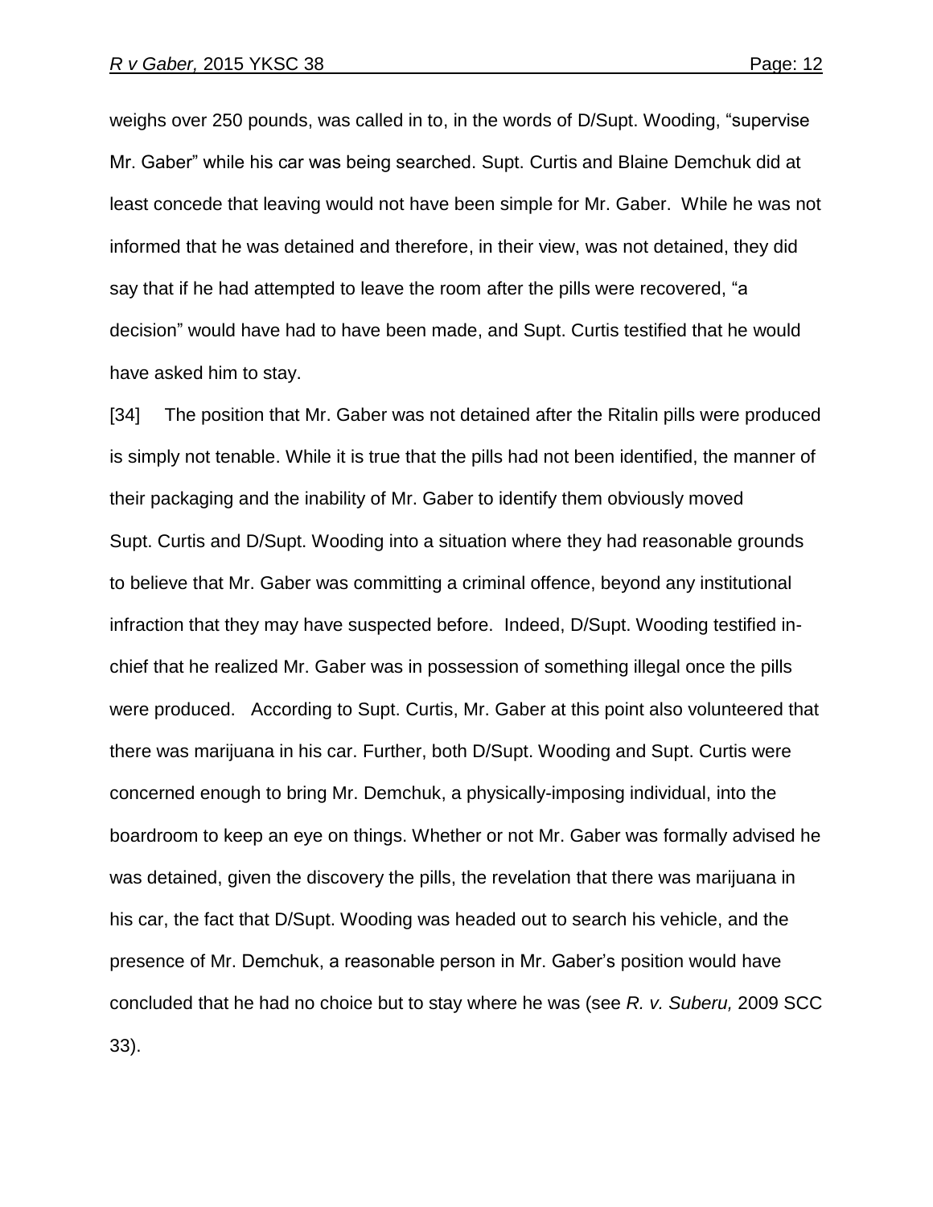weighs over 250 pounds, was called in to, in the words of D/Supt. Wooding, "supervise Mr. Gaber" while his car was being searched. Supt. Curtis and Blaine Demchuk did at least concede that leaving would not have been simple for Mr. Gaber. While he was not informed that he was detained and therefore, in their view, was not detained, they did say that if he had attempted to leave the room after the pills were recovered, "a decision" would have had to have been made, and Supt. Curtis testified that he would have asked him to stay.

[34] The position that Mr. Gaber was not detained after the Ritalin pills were produced is simply not tenable. While it is true that the pills had not been identified, the manner of their packaging and the inability of Mr. Gaber to identify them obviously moved Supt. Curtis and D/Supt. Wooding into a situation where they had reasonable grounds to believe that Mr. Gaber was committing a criminal offence, beyond any institutional infraction that they may have suspected before. Indeed, D/Supt. Wooding testified in-chief that he realized Mr. Gaber was in possession of something illegal once the pills were produced. According to Supt. Curtis, Mr. Gaber at this point also volunteered that there was marijuana in his car. Further, both D/Supt. Wooding and Supt. Curtis were concerned enough to bring Mr. Demchuk, a physically-imposing individual, into the boardroom to keep an eye on things. Whether or not Mr. Gaber was formally advised he was detained, given the discovery the pills, the revelation that there was marijuana in his car, the fact that D/Supt. Wooding was headed out to search his vehicle, and the presence of Mr. Demchuk, a reasonable person in Mr. Gaber's position would have concluded that he had no choice but to stay where he was (see *R. v. Suberu,* 2009 SCC 33).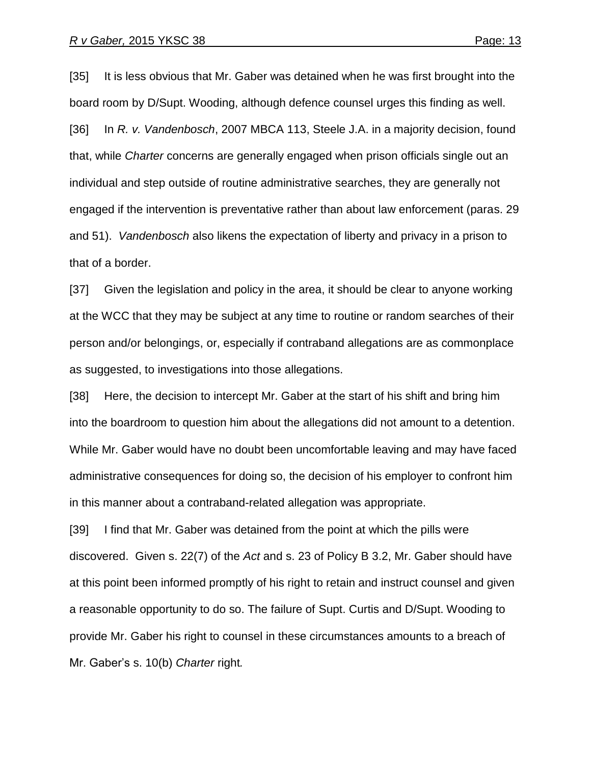[35] It is less obvious that Mr. Gaber was detained when he was first brought into the board room by D/Supt. Wooding, although defence counsel urges this finding as well.

[36] In *R. v. Vandenbosch*, 2007 MBCA 113, Steele J.A. in a majority decision, found that, while *Charter* concerns are generally engaged when prison officials single out an individual and step outside of routine administrative searches, they are generally not engaged if the intervention is preventative rather than about law enforcement (paras. 29 and 51). *Vandenbosch* also likens the expectation of liberty and privacy in a prison to that of a border.

[37] Given the legislation and policy in the area, it should be clear to anyone working at the WCC that they may be subject at any time to routine or random searches of their person and/or belongings, or, especially if contraband allegations are as commonplace as suggested, to investigations into those allegations.

[38] Here, the decision to intercept Mr. Gaber at the start of his shift and bring him into the boardroom to question him about the allegations did not amount to a detention. While Mr. Gaber would have no doubt been uncomfortable leaving and may have faced administrative consequences for doing so, the decision of his employer to confront him in this manner about a contraband-related allegation was appropriate.

[39] I find that Mr. Gaber was detained from the point at which the pills were discovered. Given s. 22(7) of the *Act* and s. 23 of Policy B 3.2, Mr. Gaber should have at this point been informed promptly of his right to retain and instruct counsel and given a reasonable opportunity to do so. The failure of Supt. Curtis and D/Supt. Wooding to provide Mr. Gaber his right to counsel in these circumstances amounts to a breach of Mr. Gaber's s. 10(b) *Charter* right.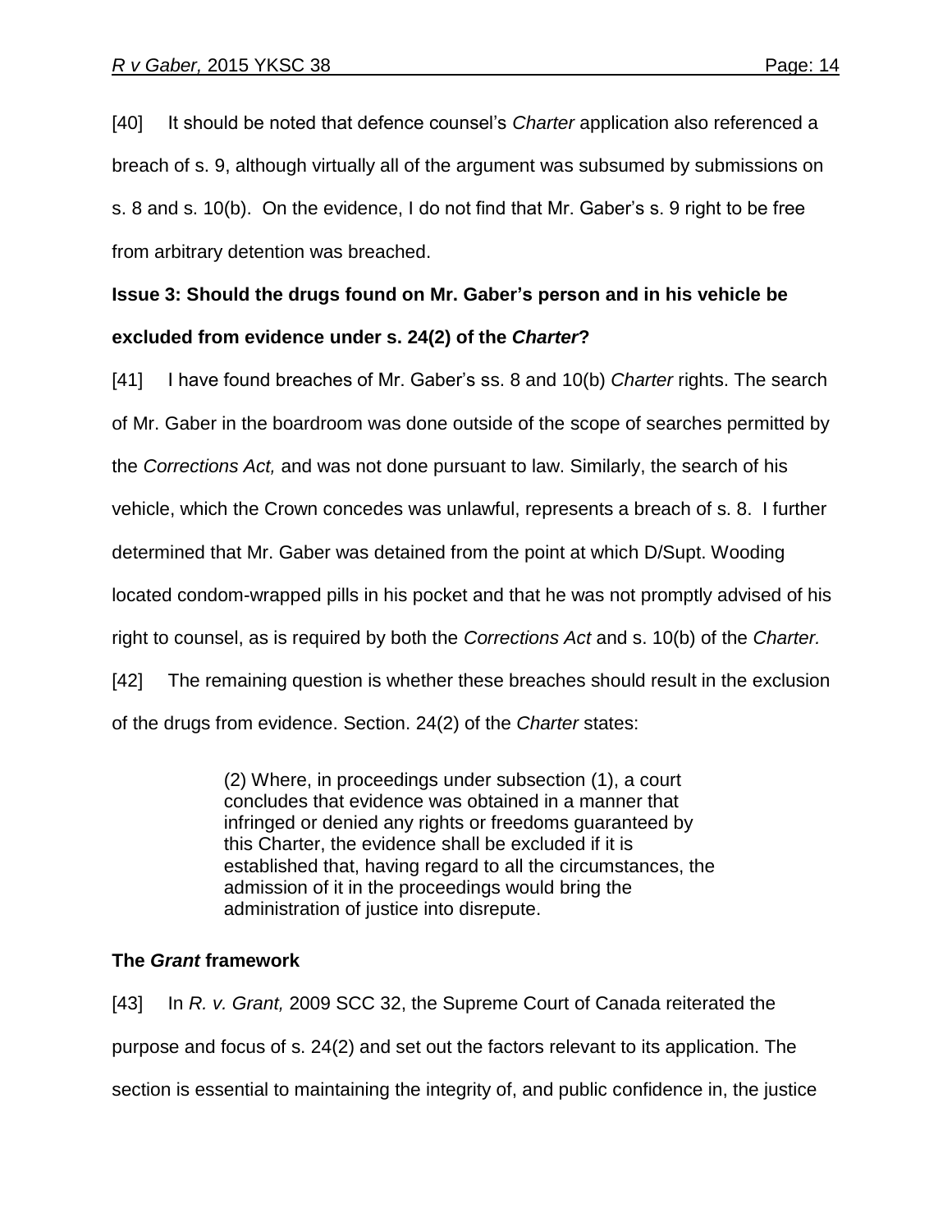[40] It should be noted that defence counsel's *Charter* application also referenced a breach of s. 9, although virtually all of the argument was subsumed by submissions on s. 8 and s. 10(b). On the evidence, I do not find that Mr. Gaber's s. 9 right to be free from arbitrary detention was breached.

**Issue 3: Should the drugs found on Mr. Gaber's person and in his vehicle be excluded from evidence under s. 24(2) of the *Charter*?**

[41] I have found breaches of Mr. Gaber's ss. 8 and 10(b) *Charter* rights. The search of Mr. Gaber in the boardroom was done outside of the scope of searches permitted by the *Corrections Act,* and was not done pursuant to law. Similarly, the search of his vehicle, which the Crown concedes was unlawful, represents a breach of s. 8. I further determined that Mr. Gaber was detained from the point at which D/Supt. Wooding located condom-wrapped pills in his pocket and that he was not promptly advised of his right to counsel, as is required by both the *Corrections Act* and s. 10(b) of the *Charter.*

[42] The remaining question is whether these breaches should result in the exclusion of the drugs from evidence. Section. 24(2) of the *Charter* states:

> (2) Where, in proceedings under subsection (1), a court concludes that evidence was obtained in a manner that infringed or denied any rights or freedoms guaranteed by this Charter, the evidence shall be excluded if it is established that, having regard to all the circumstances, the admission of it in the proceedings would bring the administration of justice into disrepute.

**The *Grant* framework**

[43] In *R. v. Grant,* 2009 SCC 32, the Supreme Court of Canada reiterated the purpose and focus of s. 24(2) and set out the factors relevant to its application. The section is essential to maintaining the integrity of, and public confidence in, the justice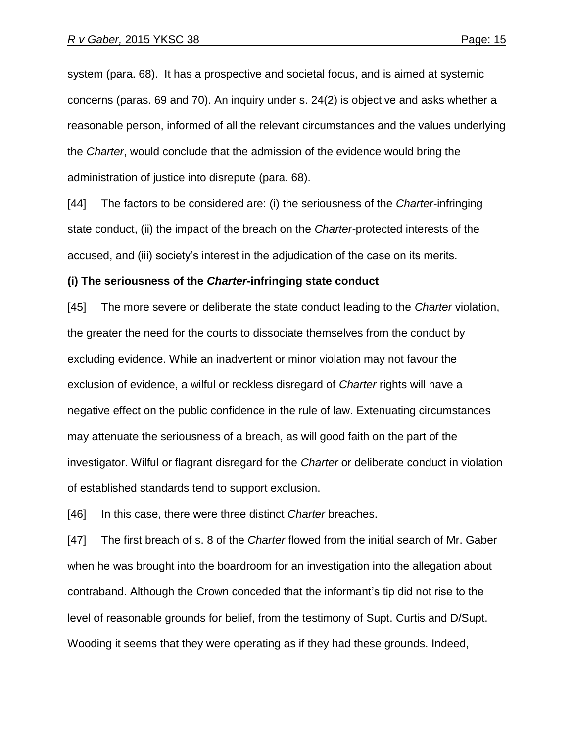system (para. 68). It has a prospective and societal focus, and is aimed at systemic concerns (paras. 69 and 70). An inquiry under s. 24(2) is objective and asks whether a reasonable person, informed of all the relevant circumstances and the values underlying the *Charter*, would conclude that the admission of the evidence would bring the administration of justice into disrepute (para. 68).

[44] The factors to be considered are: (i) the seriousness of the *Charter*-infringing state conduct, (ii) the impact of the breach on the *Charter*-protected interests of the accused, and (iii) society's interest in the adjudication of the case on its merits.

**(i) The seriousness of the *Charter*-infringing state conduct**

[45] The more severe or deliberate the state conduct leading to the *Charter* violation, the greater the need for the courts to dissociate themselves from the conduct by excluding evidence. While an inadvertent or minor violation may not favour the exclusion of evidence, a wilful or reckless disregard of *Charter* rights will have a negative effect on the public confidence in the rule of law. Extenuating circumstances may attenuate the seriousness of a breach, as will good faith on the part of the investigator. Wilful or flagrant disregard for the *Charter* or deliberate conduct in violation of established standards tend to support exclusion.

[46] In this case, there were three distinct *Charter* breaches.

[47] The first breach of s. 8 of the *Charter* flowed from the initial search of Mr. Gaber when he was brought into the boardroom for an investigation into the allegation about contraband. Although the Crown conceded that the informant's tip did not rise to the level of reasonable grounds for belief, from the testimony of Supt. Curtis and D/Supt. Wooding it seems that they were operating as if they had these grounds. Indeed,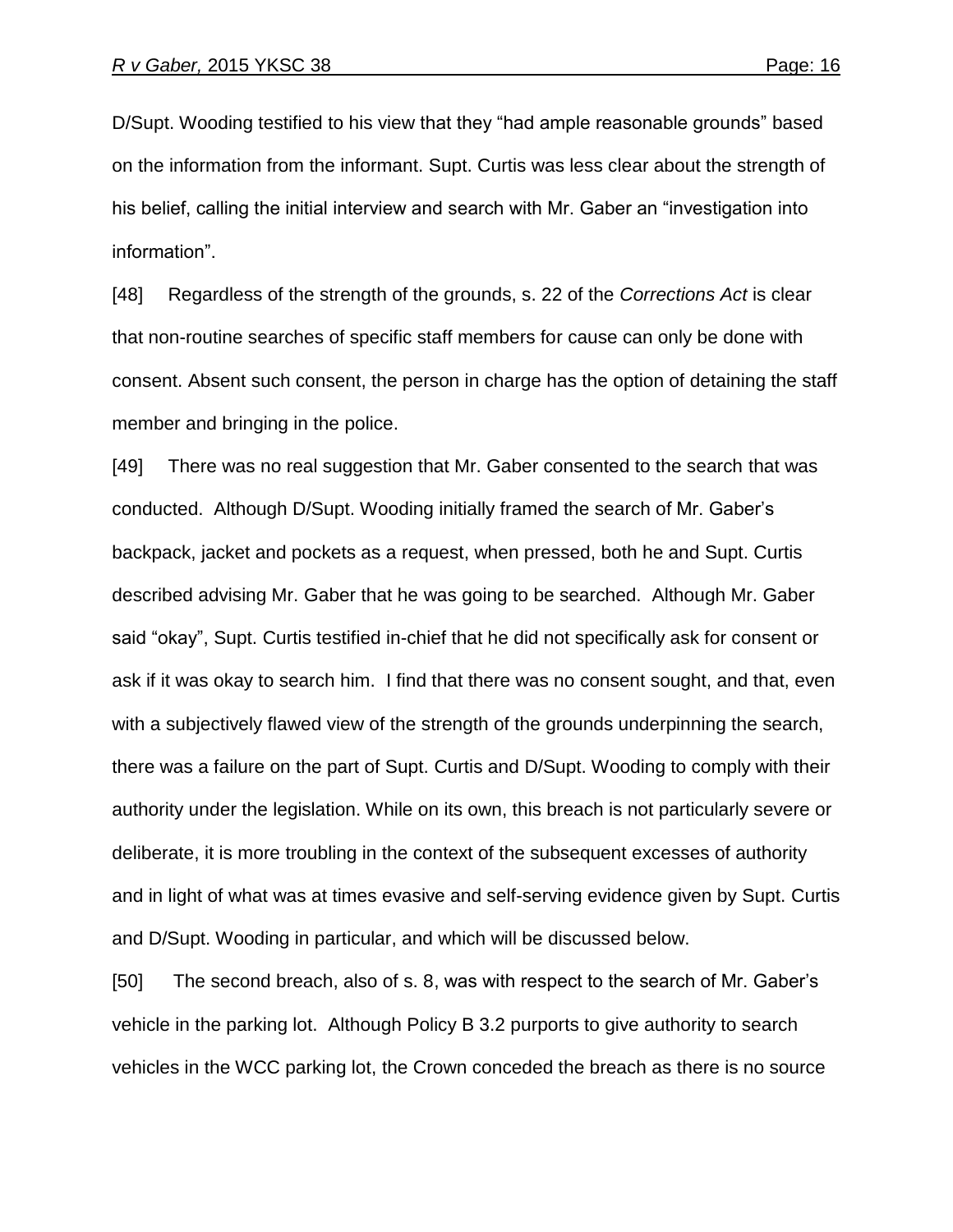D/Supt. Wooding testified to his view that they "had ample reasonable grounds" based on the information from the informant. Supt. Curtis was less clear about the strength of his belief, calling the initial interview and search with Mr. Gaber an "investigation into information".

[48] Regardless of the strength of the grounds, s. 22 of the *Corrections Act* is clear that non-routine searches of specific staff members for cause can only be done with consent. Absent such consent, the person in charge has the option of detaining the staff member and bringing in the police.

[49] There was no real suggestion that Mr. Gaber consented to the search that was conducted. Although D/Supt. Wooding initially framed the search of Mr. Gaber's backpack, jacket and pockets as a request, when pressed, both he and Supt. Curtis described advising Mr. Gaber that he was going to be searched. Although Mr. Gaber said "okay", Supt. Curtis testified in-chief that he did not specifically ask for consent or ask if it was okay to search him. I find that there was no consent sought, and that, even with a subjectively flawed view of the strength of the grounds underpinning the search, there was a failure on the part of Supt. Curtis and D/Supt. Wooding to comply with their authority under the legislation. While on its own, this breach is not particularly severe or deliberate, it is more troubling in the context of the subsequent excesses of authority and in light of what was at times evasive and self-serving evidence given by Supt. Curtis and D/Supt. Wooding in particular, and which will be discussed below.

[50] The second breach, also of s. 8, was with respect to the search of Mr. Gaber's vehicle in the parking lot. Although Policy B 3.2 purports to give authority to search vehicles in the WCC parking lot, the Crown conceded the breach as there is no source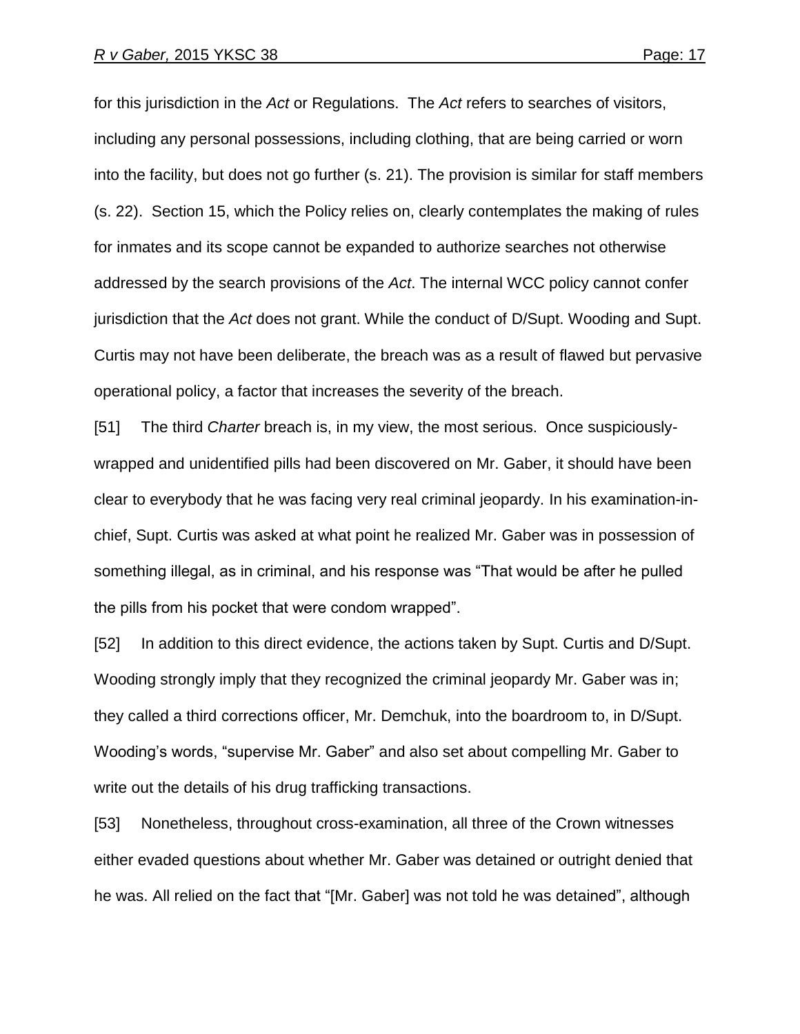for this jurisdiction in the *Act* or Regulations. The *Act* refers to searches of visitors, including any personal possessions, including clothing, that are being carried or worn into the facility, but does not go further (s. 21). The provision is similar for staff members (s. 22). Section 15, which the Policy relies on, clearly contemplates the making of rules for inmates and its scope cannot be expanded to authorize searches not otherwise addressed by the search provisions of the *Act*. The internal WCC policy cannot confer jurisdiction that the *Act* does not grant. While the conduct of D/Supt. Wooding and Supt. Curtis may not have been deliberate, the breach was as a result of flawed but pervasive operational policy, a factor that increases the severity of the breach.

[51] The third *Charter* breach is, in my view, the most serious. Once suspiciously-wrapped and unidentified pills had been discovered on Mr. Gaber, it should have been clear to everybody that he was facing very real criminal jeopardy. In his examination-in-chief, Supt. Curtis was asked at what point he realized Mr. Gaber was in possession of something illegal, as in criminal, and his response was "That would be after he pulled the pills from his pocket that were condom wrapped".

[52] In addition to this direct evidence, the actions taken by Supt. Curtis and D/Supt. Wooding strongly imply that they recognized the criminal jeopardy Mr. Gaber was in; they called a third corrections officer, Mr. Demchuk, into the boardroom to, in D/Supt. Wooding's words, "supervise Mr. Gaber" and also set about compelling Mr. Gaber to write out the details of his drug trafficking transactions.

[53] Nonetheless, throughout cross-examination, all three of the Crown witnesses either evaded questions about whether Mr. Gaber was detained or outright denied that he was. All relied on the fact that "[Mr. Gaber] was not told he was detained", although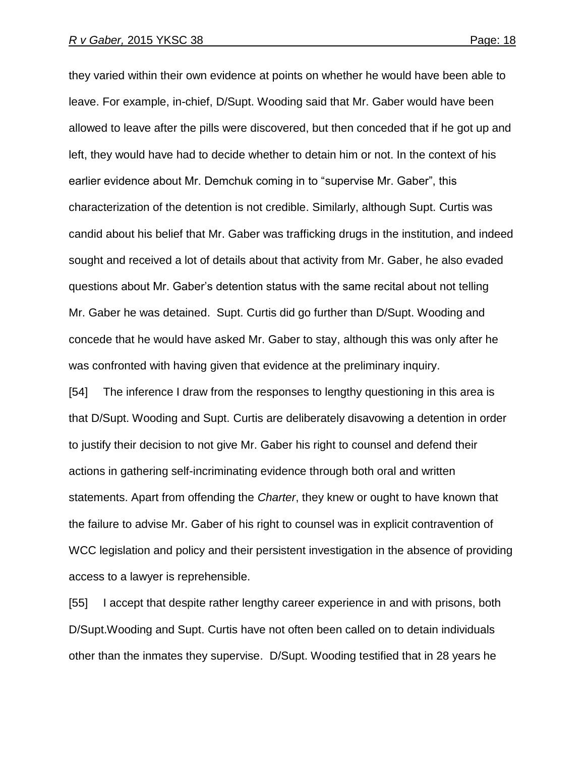they varied within their own evidence at points on whether he would have been able to leave. For example, in-chief, D/Supt. Wooding said that Mr. Gaber would have been allowed to leave after the pills were discovered, but then conceded that if he got up and left, they would have had to decide whether to detain him or not. In the context of his earlier evidence about Mr. Demchuk coming in to "supervise Mr. Gaber", this characterization of the detention is not credible. Similarly, although Supt. Curtis was candid about his belief that Mr. Gaber was trafficking drugs in the institution, and indeed sought and received a lot of details about that activity from Mr. Gaber, he also evaded questions about Mr. Gaber's detention status with the same recital about not telling Mr. Gaber he was detained. Supt. Curtis did go further than D/Supt. Wooding and concede that he would have asked Mr. Gaber to stay, although this was only after he was confronted with having given that evidence at the preliminary inquiry.

[54] The inference I draw from the responses to lengthy questioning in this area is that D/Supt. Wooding and Supt. Curtis are deliberately disavowing a detention in order to justify their decision to not give Mr. Gaber his right to counsel and defend their actions in gathering self-incriminating evidence through both oral and written statements. Apart from offending the *Charter*, they knew or ought to have known that the failure to advise Mr. Gaber of his right to counsel was in explicit contravention of WCC legislation and policy and their persistent investigation in the absence of providing access to a lawyer is reprehensible.

[55] I accept that despite rather lengthy career experience in and with prisons, both D/Supt.Wooding and Supt. Curtis have not often been called on to detain individuals other than the inmates they supervise. D/Supt. Wooding testified that in 28 years he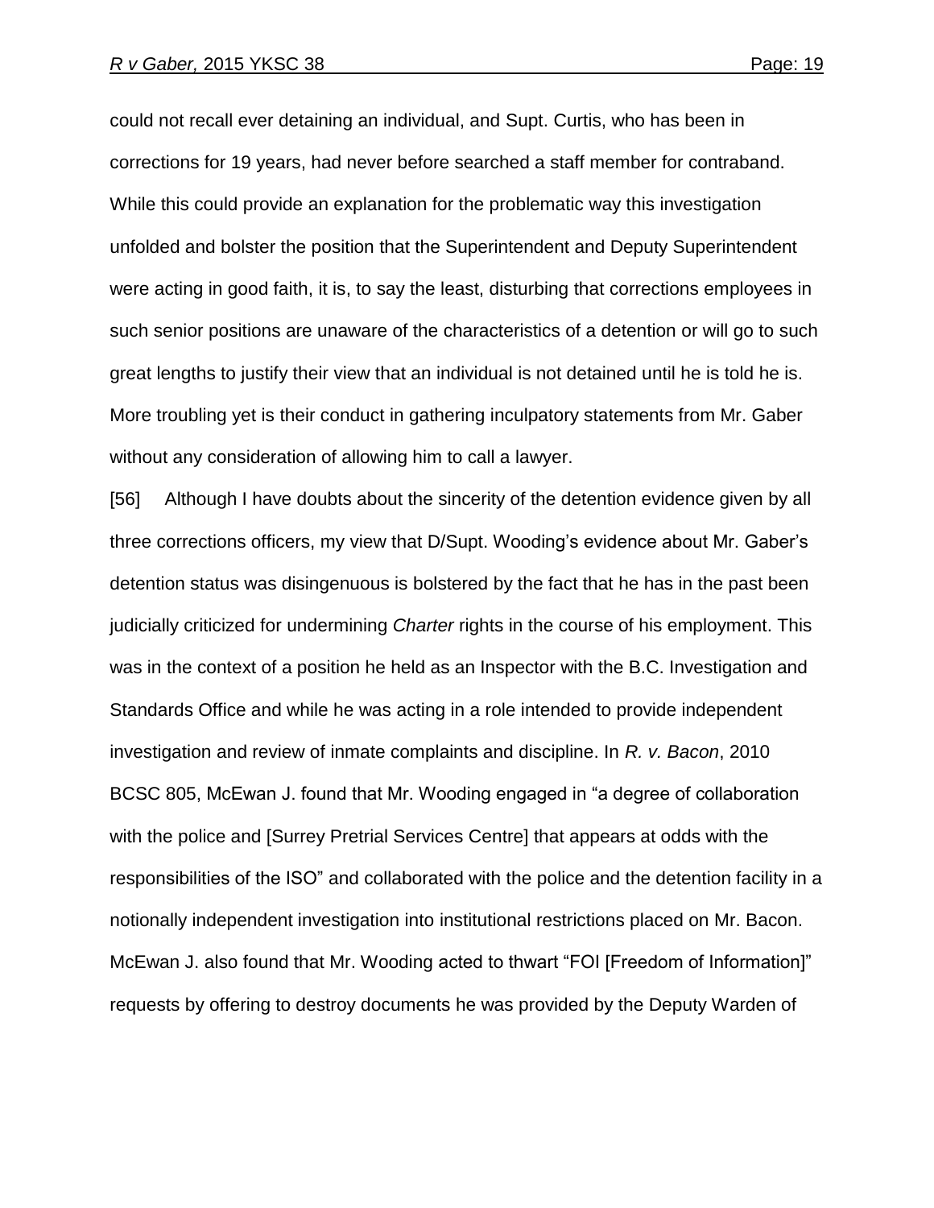could not recall ever detaining an individual, and Supt. Curtis, who has been in corrections for 19 years, had never before searched a staff member for contraband. While this could provide an explanation for the problematic way this investigation unfolded and bolster the position that the Superintendent and Deputy Superintendent were acting in good faith, it is, to say the least, disturbing that corrections employees in such senior positions are unaware of the characteristics of a detention or will go to such great lengths to justify their view that an individual is not detained until he is told he is. More troubling yet is their conduct in gathering inculpatory statements from Mr. Gaber without any consideration of allowing him to call a lawyer.

[56] Although I have doubts about the sincerity of the detention evidence given by all three corrections officers, my view that D/Supt. Wooding's evidence about Mr. Gaber's detention status was disingenuous is bolstered by the fact that he has in the past been judicially criticized for undermining *Charter* rights in the course of his employment. This was in the context of a position he held as an Inspector with the B.C. Investigation and Standards Office and while he was acting in a role intended to provide independent investigation and review of inmate complaints and discipline. In *R. v. Bacon*, 2010 BCSC 805, McEwan J. found that Mr. Wooding engaged in "a degree of collaboration with the police and [Surrey Pretrial Services Centre] that appears at odds with the responsibilities of the ISO" and collaborated with the police and the detention facility in a notionally independent investigation into institutional restrictions placed on Mr. Bacon. McEwan J. also found that Mr. Wooding acted to thwart "FOI [Freedom of Information]" requests by offering to destroy documents he was provided by the Deputy Warden of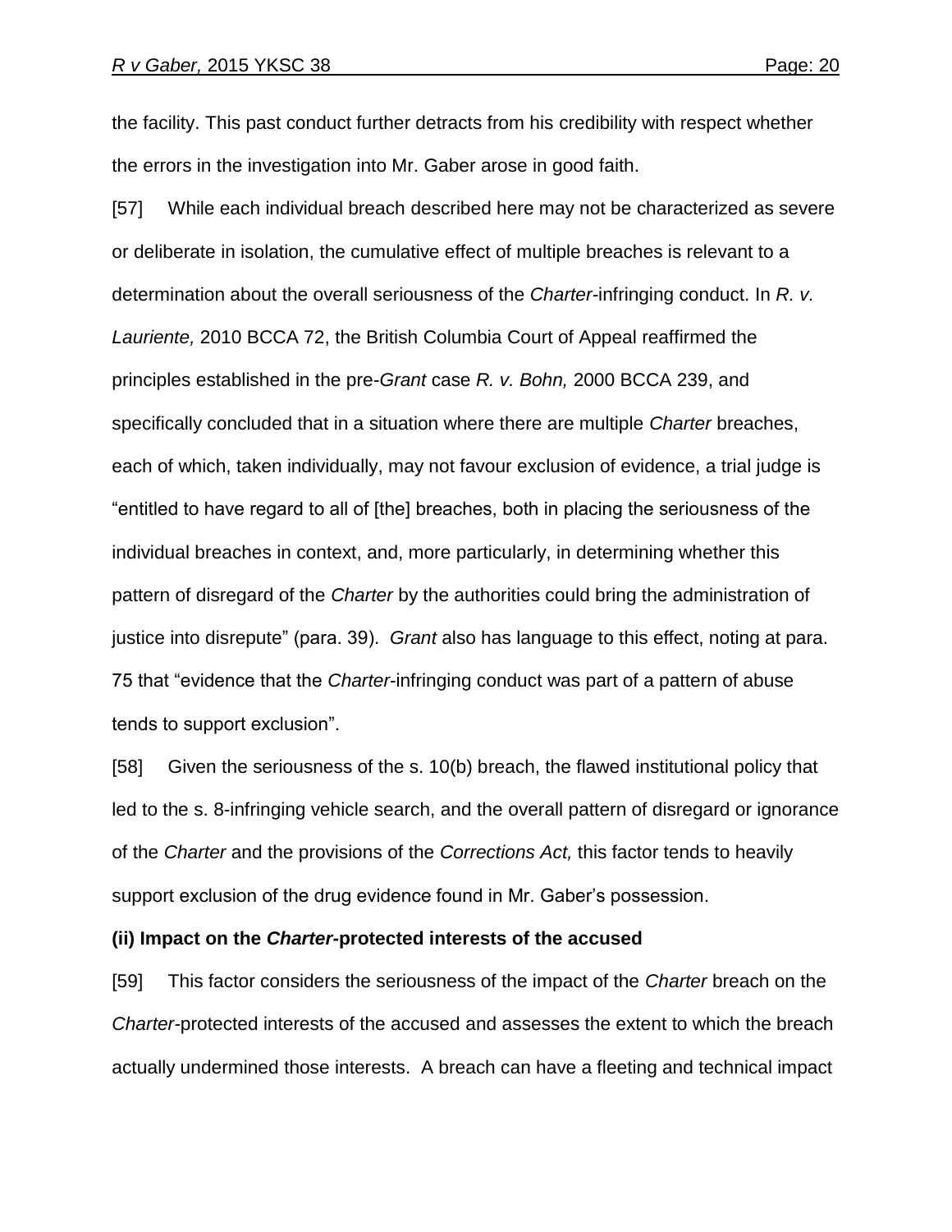the facility. This past conduct further detracts from his credibility with respect whether the errors in the investigation into Mr. Gaber arose in good faith.

[57] While each individual breach described here may not be characterized as severe or deliberate in isolation, the cumulative effect of multiple breaches is relevant to a determination about the overall seriousness of the *Charter*-infringing conduct. In *R. v. Lauriente,* 2010 BCCA 72, the British Columbia Court of Appeal reaffirmed the principles established in the pre-*Grant* case *R. v. Bohn,* 2000 BCCA 239, and specifically concluded that in a situation where there are multiple *Charter* breaches, each of which, taken individually, may not favour exclusion of evidence, a trial judge is "entitled to have regard to all of [the] breaches, both in placing the seriousness of the individual breaches in context, and, more particularly, in determining whether this pattern of disregard of the *Charter* by the authorities could bring the administration of justice into disrepute" (para. 39). *Grant* also has language to this effect, noting at para. 75 that "evidence that the *Charter*-infringing conduct was part of a pattern of abuse tends to support exclusion".

[58] Given the seriousness of the s. 10(b) breach, the flawed institutional policy that led to the s. 8-infringing vehicle search, and the overall pattern of disregard or ignorance of the *Charter* and the provisions of the *Corrections Act,* this factor tends to heavily support exclusion of the drug evidence found in Mr. Gaber's possession.

**(ii) Impact on the *Charter*-protected interests of the accused**

[59] This factor considers the seriousness of the impact of the *Charter* breach on the *Charter*-protected interests of the accused and assesses the extent to which the breach actually undermined those interests. A breach can have a fleeting and technical impact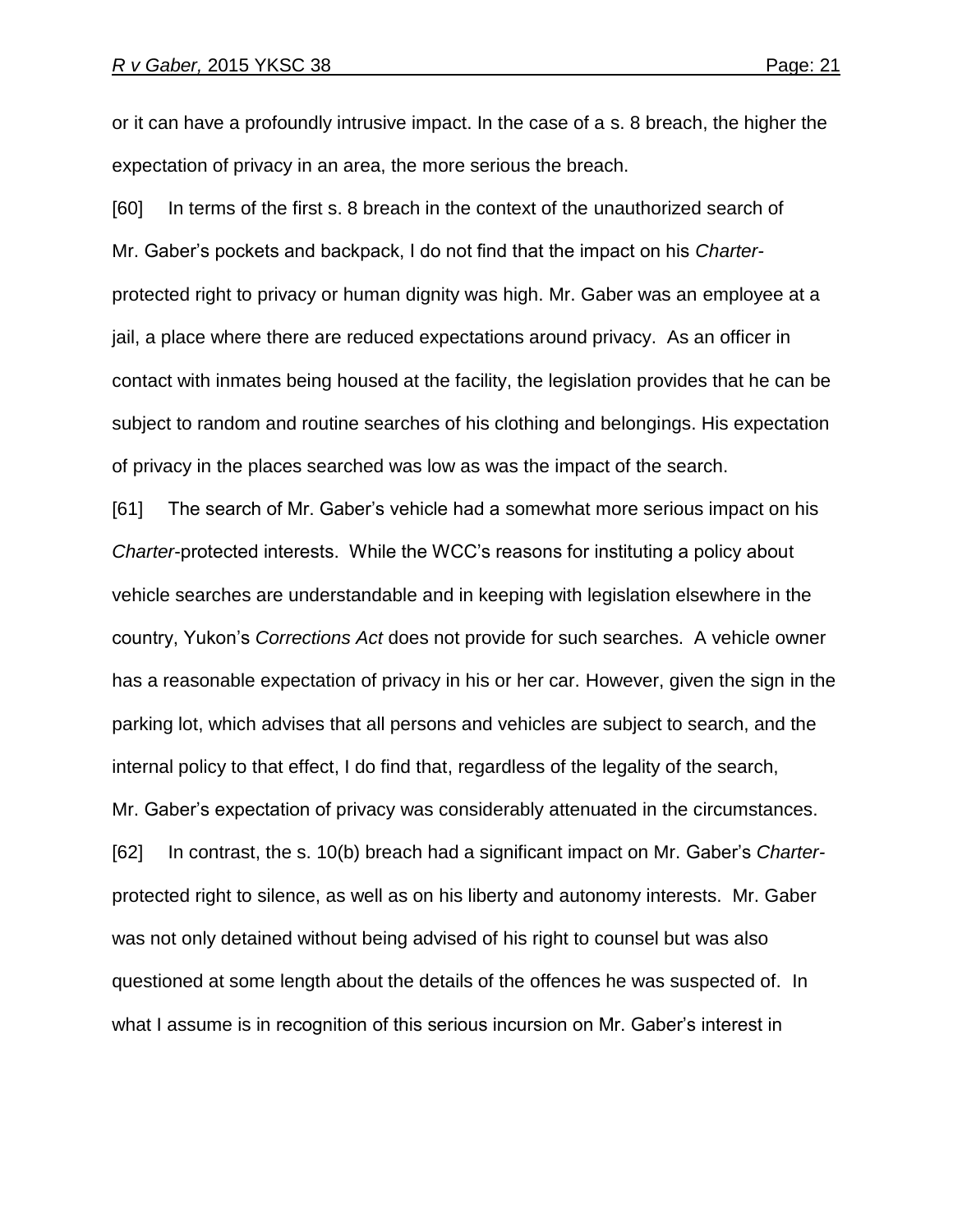or it can have a profoundly intrusive impact. In the case of a s. 8 breach, the higher the expectation of privacy in an area, the more serious the breach.

[60] In terms of the first s. 8 breach in the context of the unauthorized search of Mr. Gaber's pockets and backpack, I do not find that the impact on his *Charter*-protected right to privacy or human dignity was high. Mr. Gaber was an employee at a jail, a place where there are reduced expectations around privacy. As an officer in contact with inmates being housed at the facility, the legislation provides that he can be subject to random and routine searches of his clothing and belongings. His expectation of privacy in the places searched was low as was the impact of the search.

[61] The search of Mr. Gaber's vehicle had a somewhat more serious impact on his *Charter*-protected interests. While the WCC's reasons for instituting a policy about vehicle searches are understandable and in keeping with legislation elsewhere in the country, Yukon's *Corrections Act* does not provide for such searches. A vehicle owner has a reasonable expectation of privacy in his or her car. However, given the sign in the parking lot, which advises that all persons and vehicles are subject to search, and the internal policy to that effect, I do find that, regardless of the legality of the search, Mr. Gaber's expectation of privacy was considerably attenuated in the circumstances.

[62] In contrast, the s. 10(b) breach had a significant impact on Mr. Gaber's *Charter*-protected right to silence, as well as on his liberty and autonomy interests. Mr. Gaber was not only detained without being advised of his right to counsel but was also questioned at some length about the details of the offences he was suspected of. In what I assume is in recognition of this serious incursion on Mr. Gaber's interest in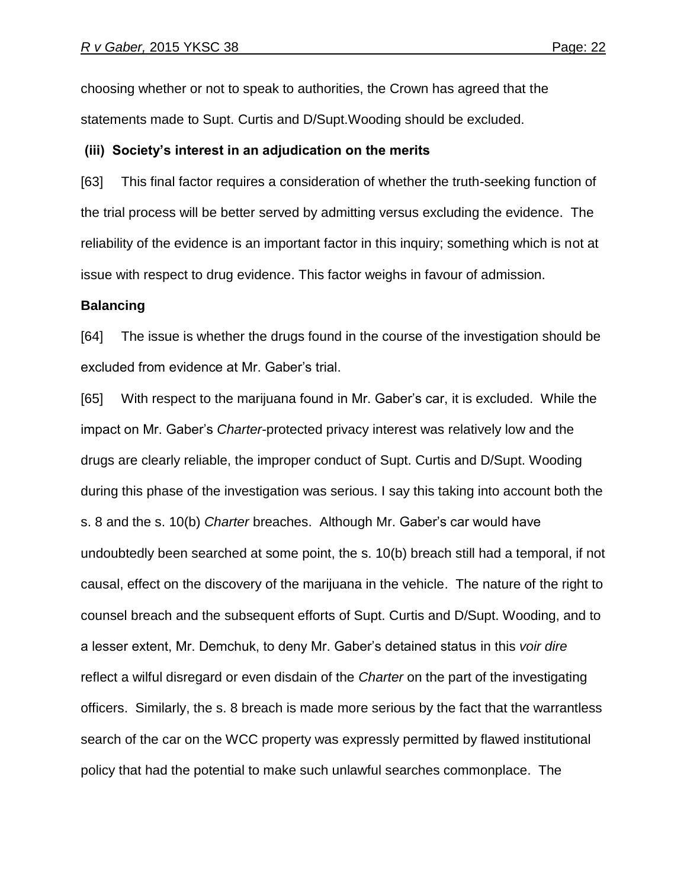choosing whether or not to speak to authorities, the Crown has agreed that the statements made to Supt. Curtis and D/Supt.Wooding should be excluded.

**(iii) Society's interest in an adjudication on the merits**

[63] This final factor requires a consideration of whether the truth-seeking function of the trial process will be better served by admitting versus excluding the evidence. The reliability of the evidence is an important factor in this inquiry; something which is not at issue with respect to drug evidence. This factor weighs in favour of admission.

**Balancing**

[64] The issue is whether the drugs found in the course of the investigation should be excluded from evidence at Mr. Gaber's trial.

[65] With respect to the marijuana found in Mr. Gaber's car, it is excluded. While the impact on Mr. Gaber's *Charter*-protected privacy interest was relatively low and the drugs are clearly reliable, the improper conduct of Supt. Curtis and D/Supt. Wooding during this phase of the investigation was serious. I say this taking into account both the s. 8 and the s. 10(b) *Charter* breaches. Although Mr. Gaber's car would have undoubtedly been searched at some point, the s. 10(b) breach still had a temporal, if not causal, effect on the discovery of the marijuana in the vehicle. The nature of the right to counsel breach and the subsequent efforts of Supt. Curtis and D/Supt. Wooding, and to a lesser extent, Mr. Demchuk, to deny Mr. Gaber's detained status in this *voir dire* reflect a wilful disregard or even disdain of the *Charter* on the part of the investigating officers. Similarly, the s. 8 breach is made more serious by the fact that the warrantless search of the car on the WCC property was expressly permitted by flawed institutional policy that had the potential to make such unlawful searches commonplace. The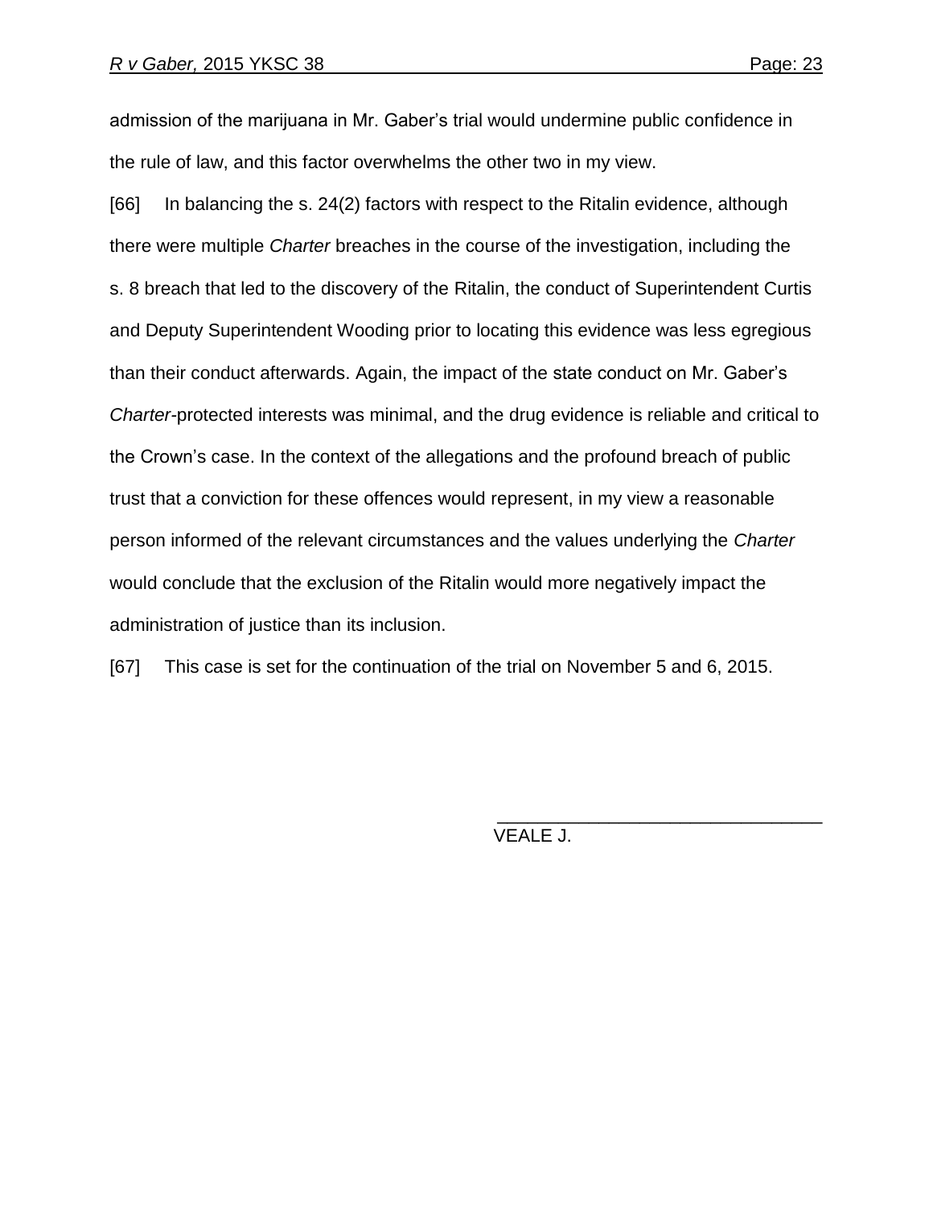admission of the marijuana in Mr. Gaber's trial would undermine public confidence in the rule of law, and this factor overwhelms the other two in my view.

[66] In balancing the s. 24(2) factors with respect to the Ritalin evidence, although there were multiple *Charter* breaches in the course of the investigation, including the s. 8 breach that led to the discovery of the Ritalin, the conduct of Superintendent Curtis and Deputy Superintendent Wooding prior to locating this evidence was less egregious than their conduct afterwards. Again, the impact of the state conduct on Mr. Gaber's *Charter*-protected interests was minimal, and the drug evidence is reliable and critical to the Crown's case. In the context of the allegations and the profound breach of public trust that a conviction for these offences would represent, in my view a reasonable person informed of the relevant circumstances and the values underlying the *Charter* would conclude that the exclusion of the Ritalin would more negatively impact the administration of justice than its inclusion.

[67] This case is set for the continuation of the trial on November 5 and 6, 2015.

\_\_\_\_\_\_\_\_\_\_\_\_\_\_\_\_\_\_\_\_\_\_\_\_\_\_\_\_\_\_\_\_

VEALE J.